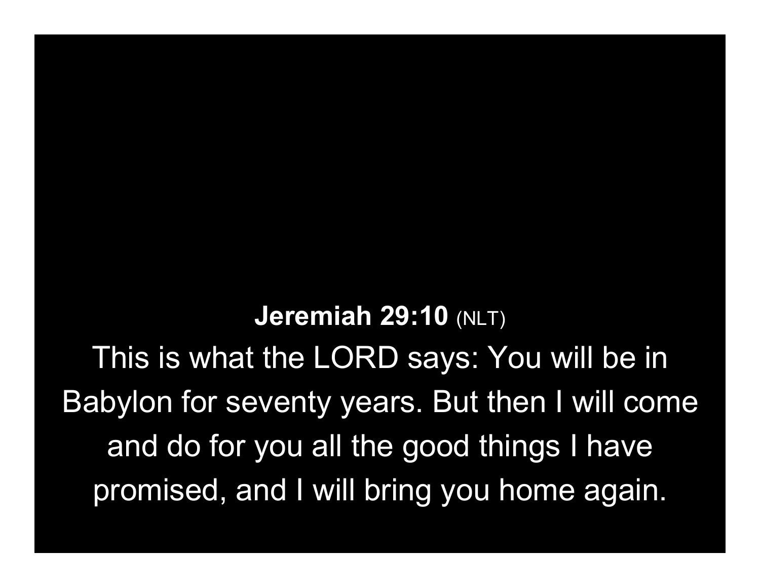**Jeremiah 29:10** (NLT)

This is what the LORD says: You will be in Babylon for seventy years. But then I will come and do for you all the good things I have promised, and I will bring you home again.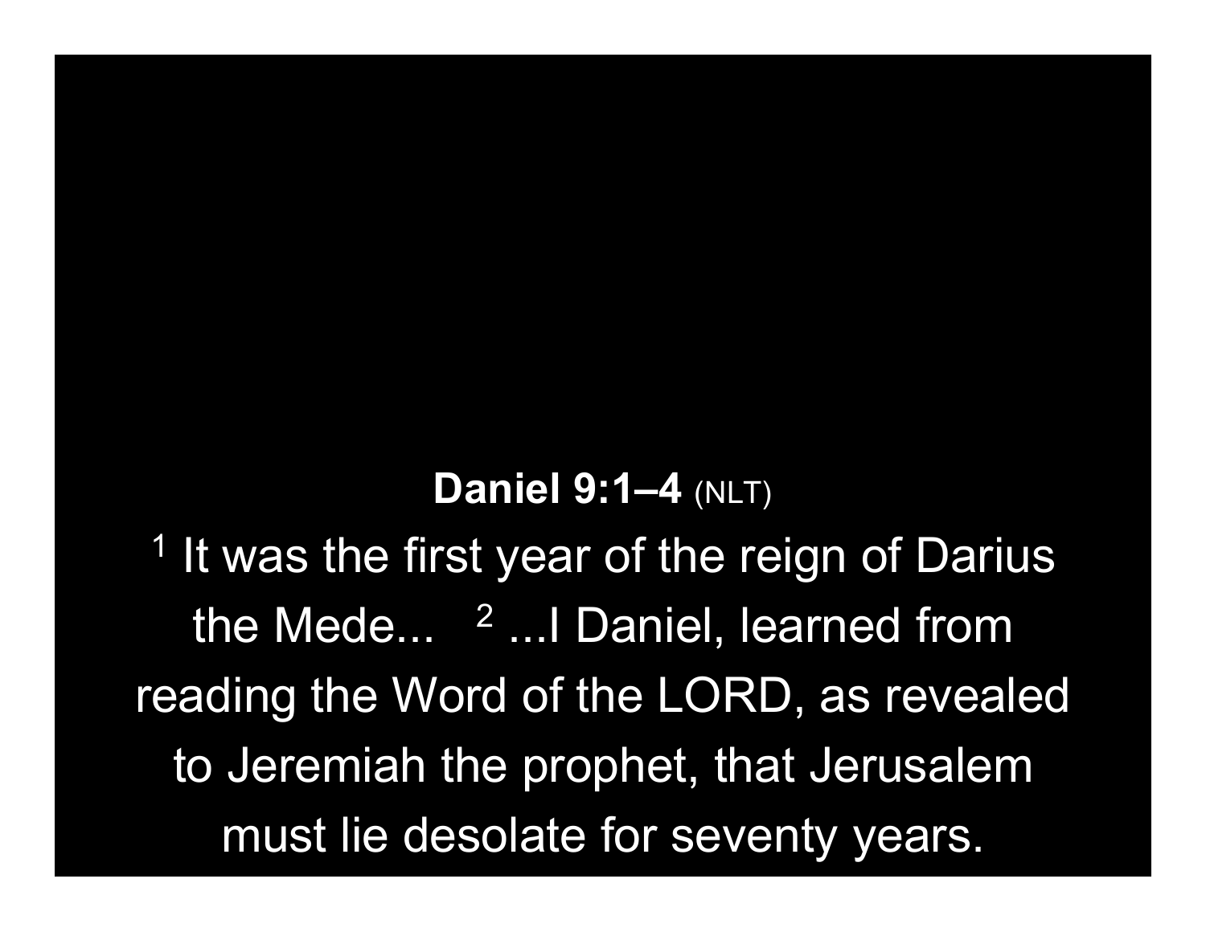**Daniel 9:1–4** (NLT)

[1] It was the first year of the reign of Darius the Mede... [2] ...I Daniel, learned from reading the Word of the LORD, as revealed to Jeremiah the prophet, that Jerusalem must lie desolate for seventy years.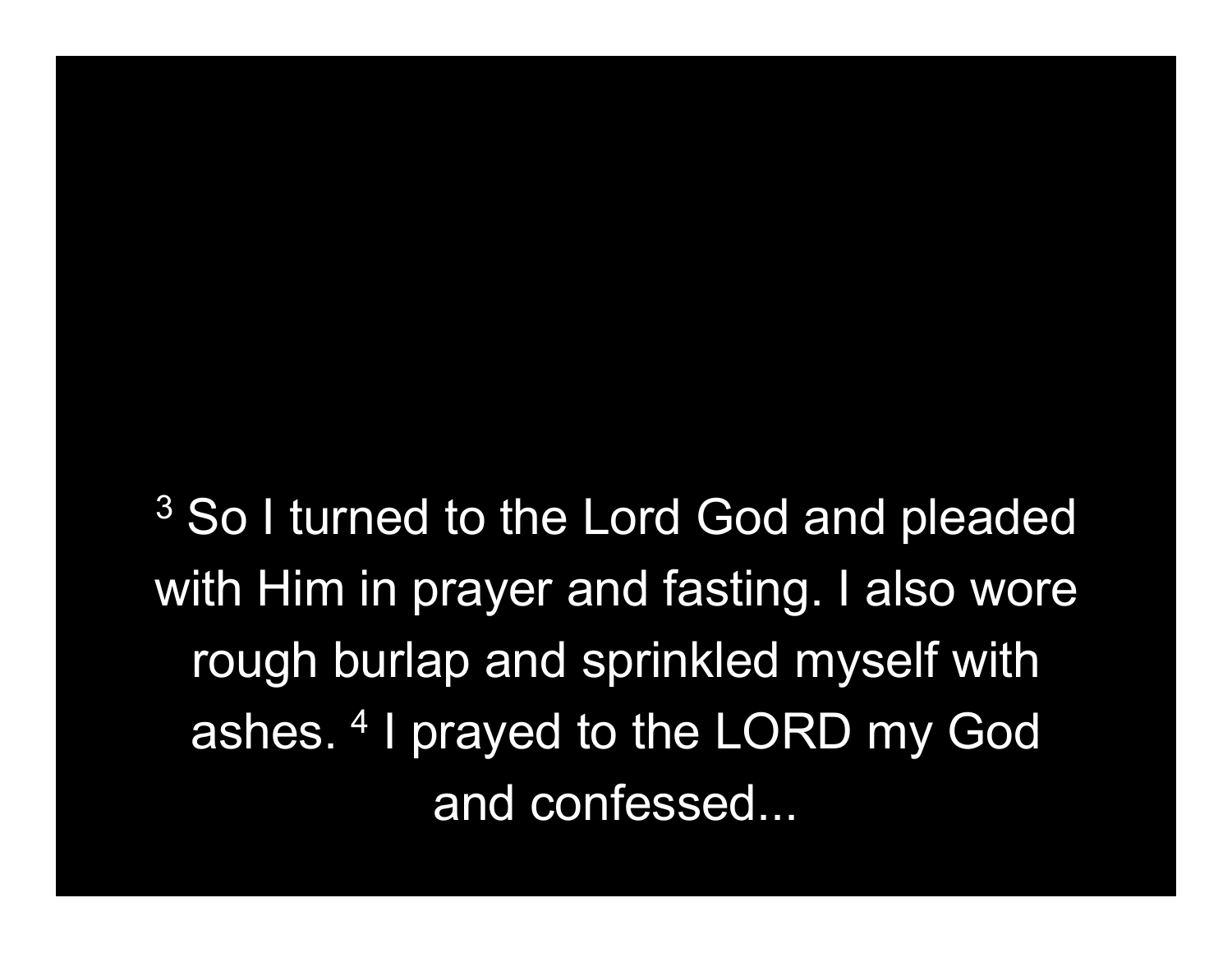[3] So I turned to the Lord God and pleaded with Him in prayer and fasting. I also wore rough burlap and sprinkled myself with ashes. [4] I prayed to the LORD my God and confessed...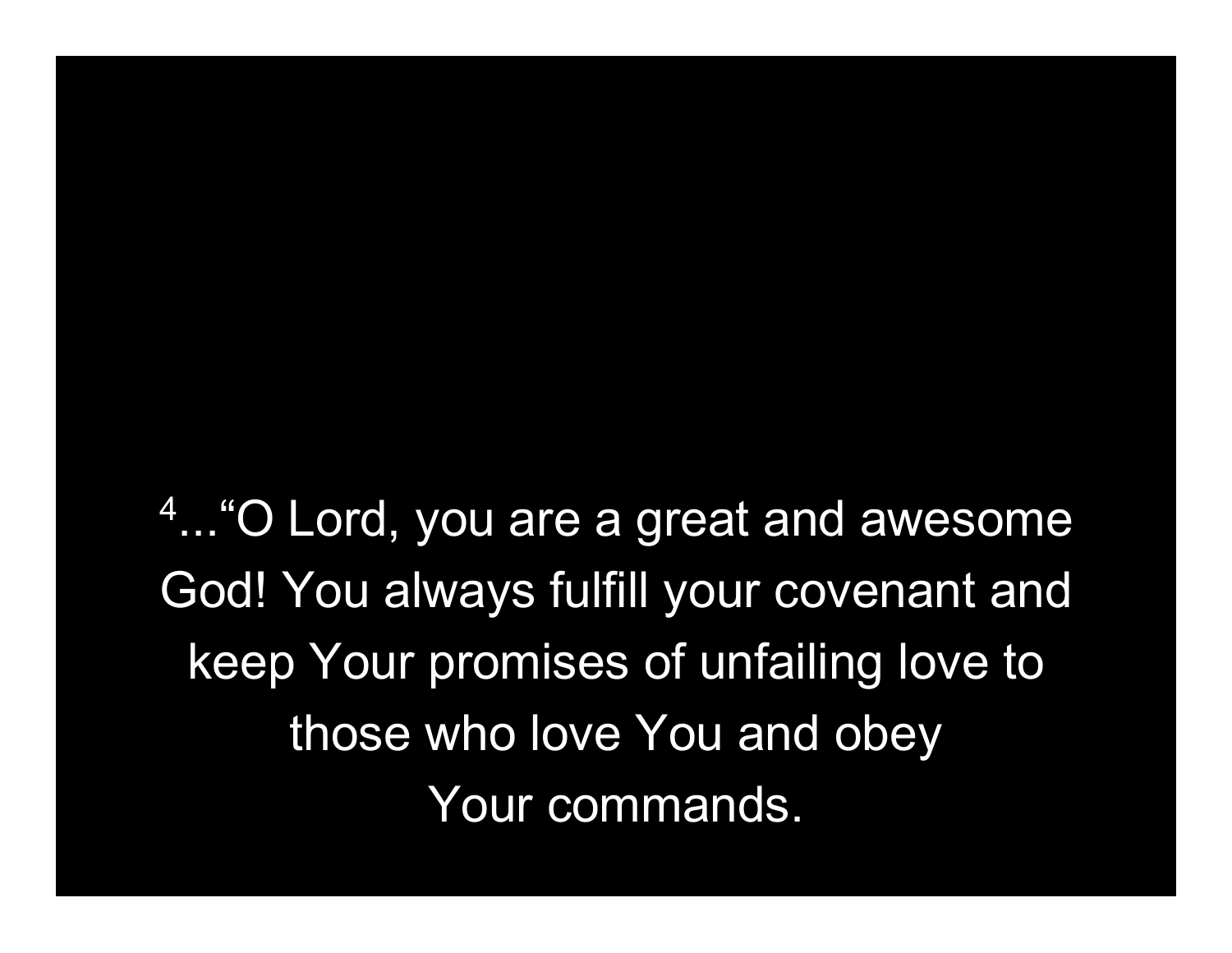[4]..."O Lord, you are a great and awesome God! You always fulfill your covenant and keep Your promises of unfailing love to those who love You and obey Your commands.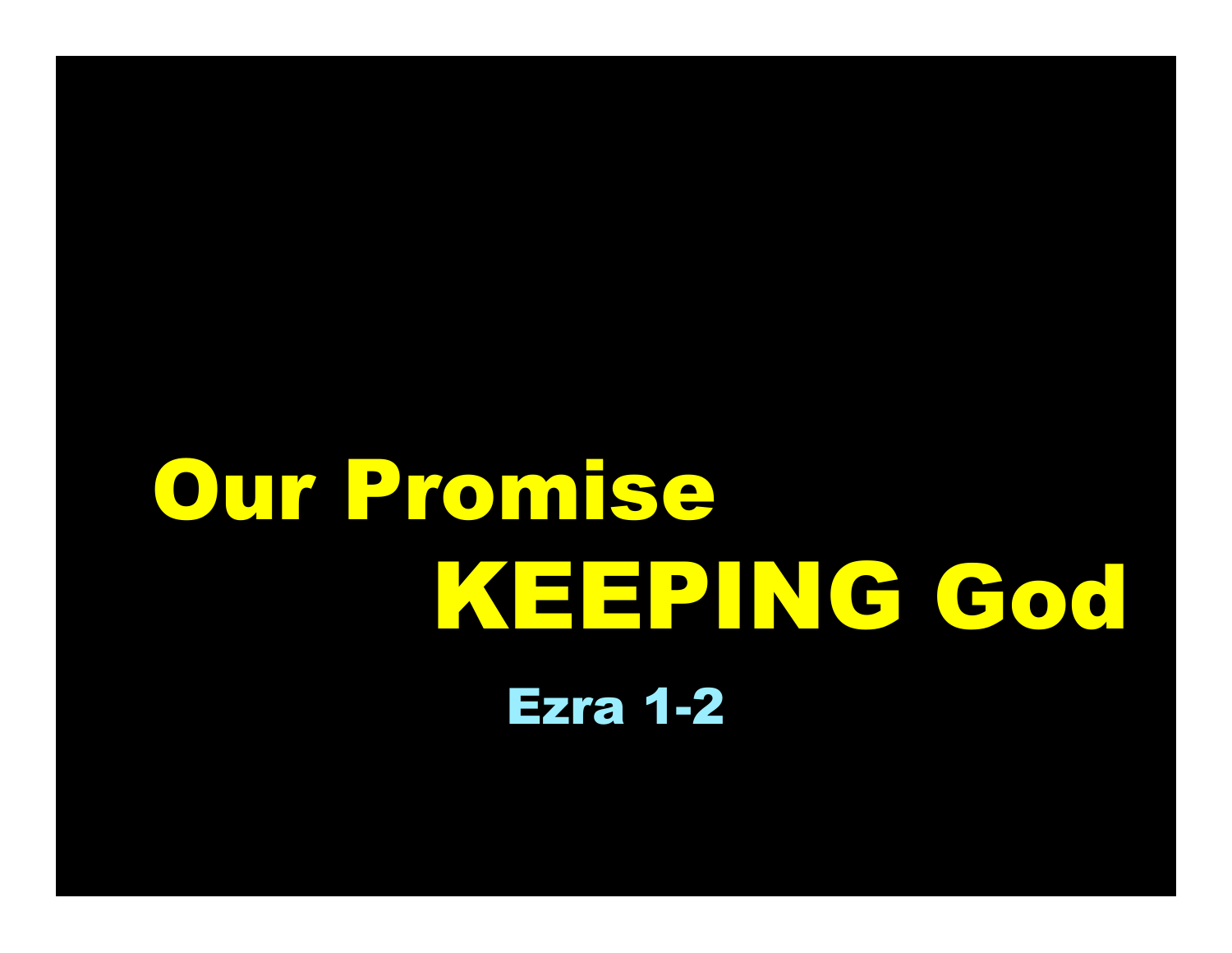# Our Promise KEEPING God

Ezra 1-2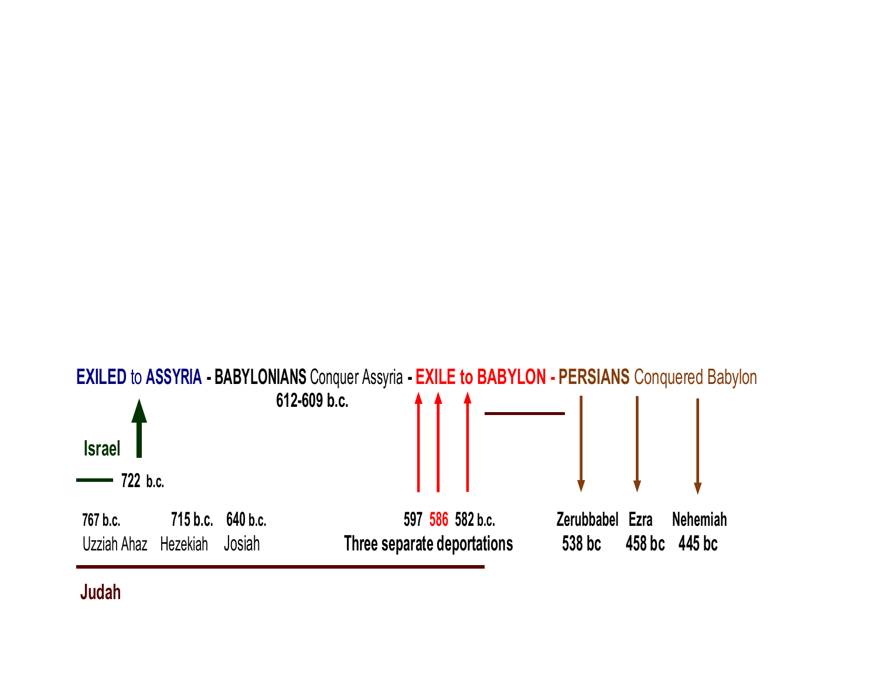**EXILED** to **ASSYRIA** - **BABYLONIANS** Conquer Assyria - **EXILE to BABYLON** - **PERSIANS** Conquered Babylon

**612-609 b.c.**

**Israel**

**722 b.c.**

**767 b.c.** Uzziah Ahaz

**715 b.c.** Hezekiah

**640 b.c.** Josiah

**597 586 582 b.c.**

**Three separate deportations**

**Zerubbabel 538 bc**

**Ezra 458 bc**

**Nehemiah 445 bc**

**Judah**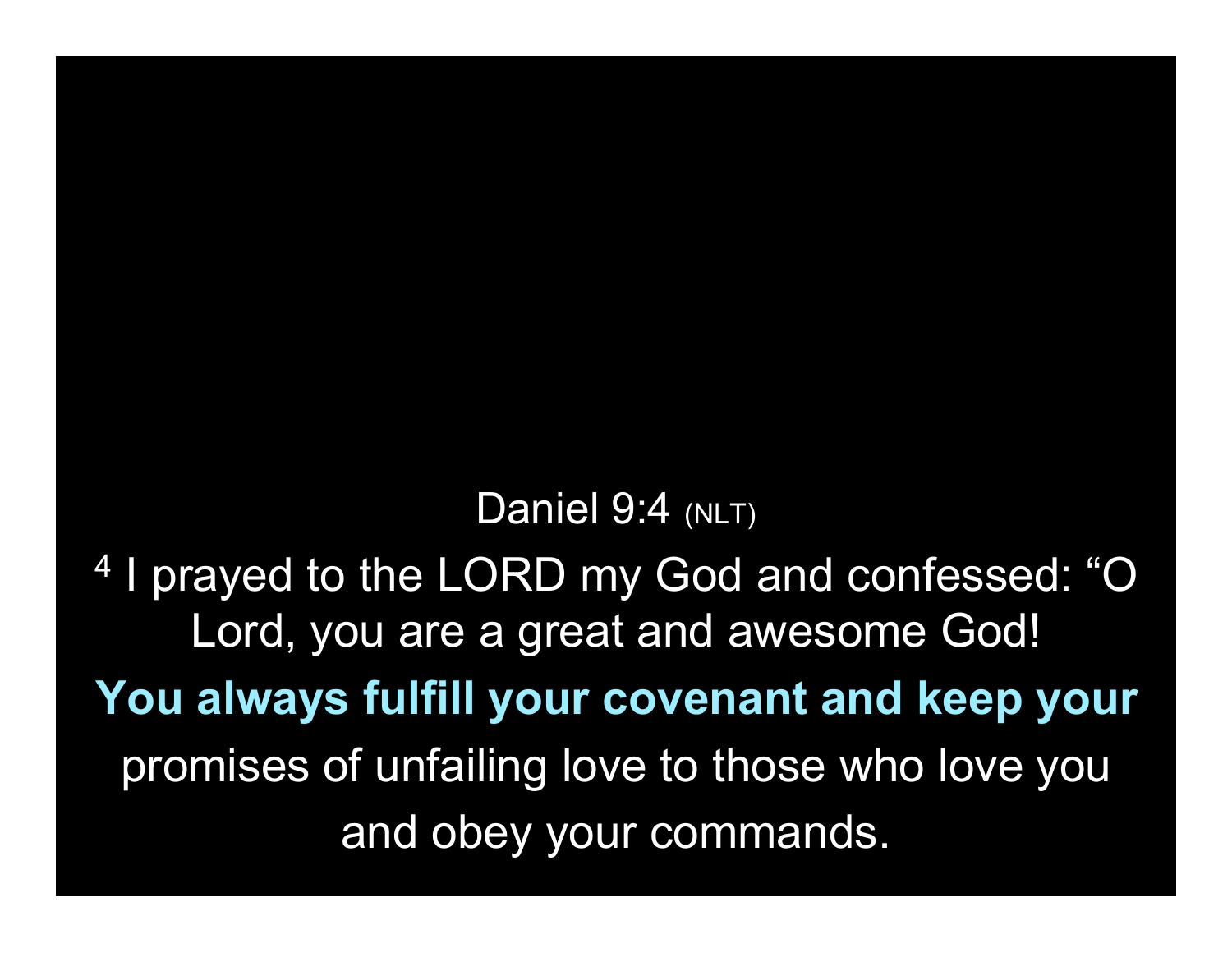Daniel 9:4 (NLT)

[4] I prayed to the LORD my God and confessed: "O Lord, you are a great and awesome God! **You always fulfill your covenant and keep your** promises of unfailing love to those who love you and obey your commands.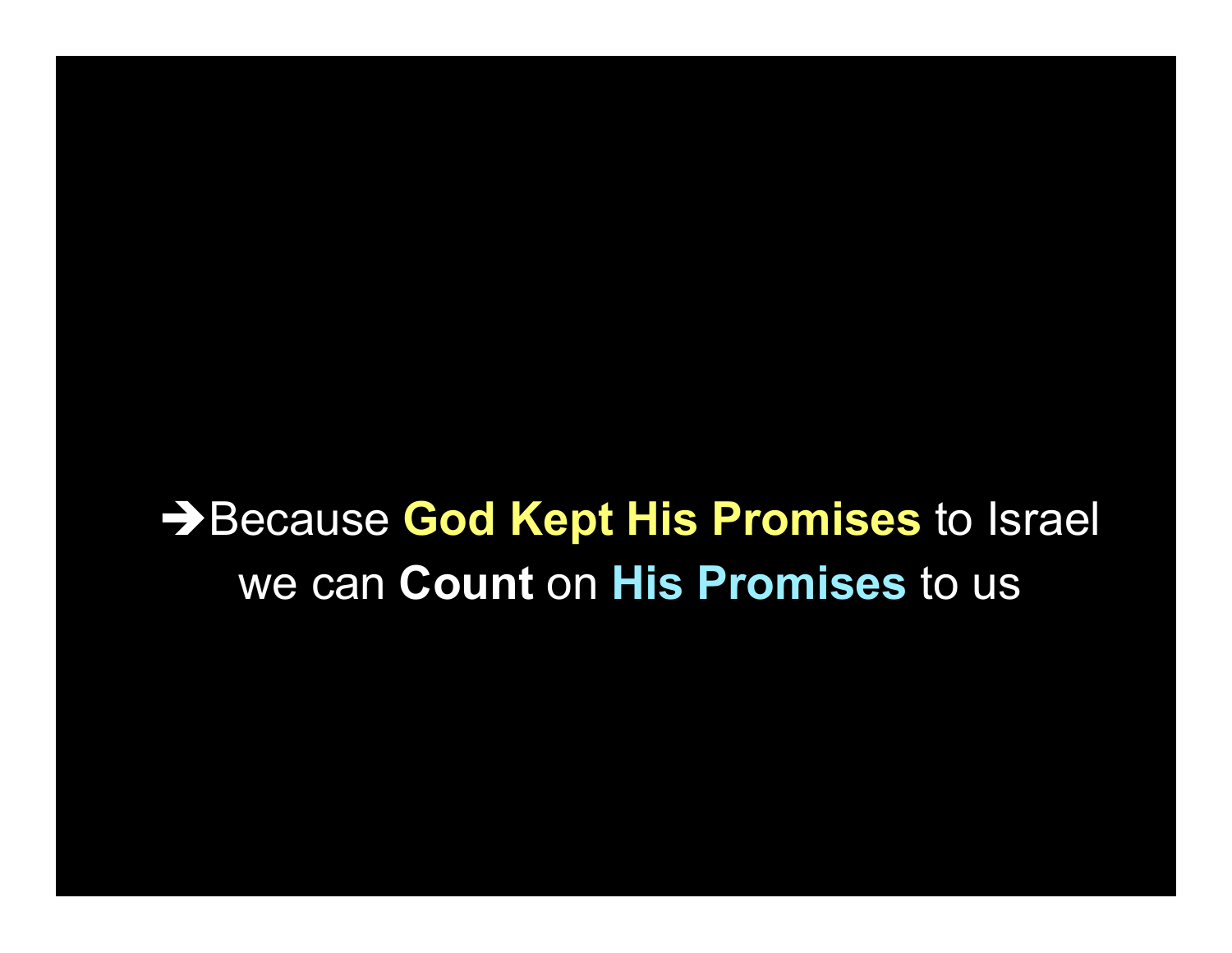➔Because **God Kept His Promises** to Israel we can **Count** on **His Promises** to us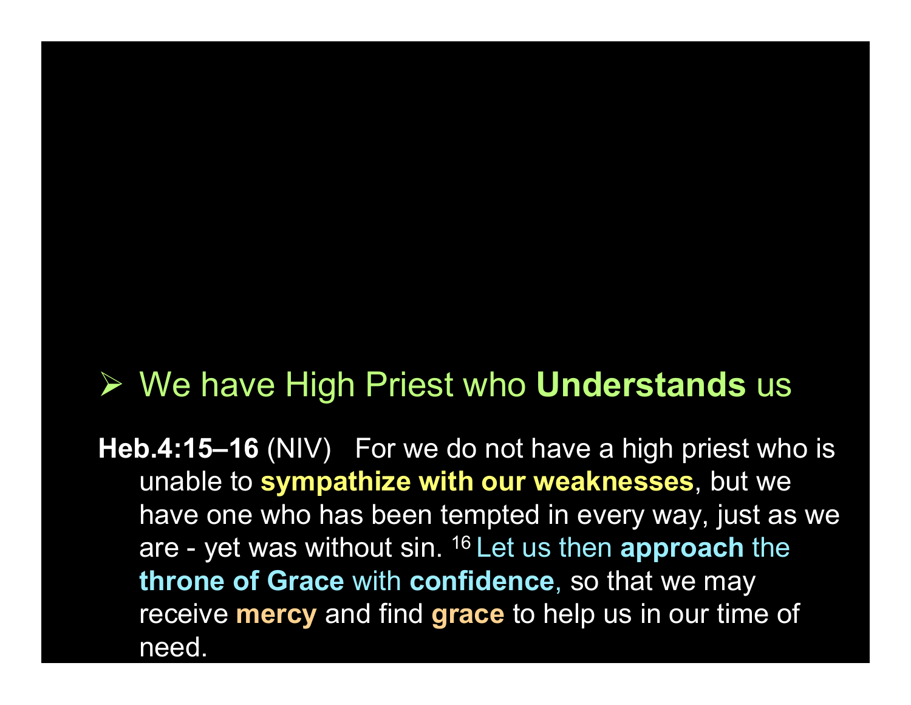- We have High Priest who **Understands** us

**Heb.4:15–16** (NIV) For we do not have a high priest who is unable to **sympathize with our weaknesses**, but we have one who has been tempted in every way, just as we are - yet was without sin. [16] Let us then **approach** the **throne of Grace** with **confidence**, so that we may receive **mercy** and find **grace** to help us in our time of need.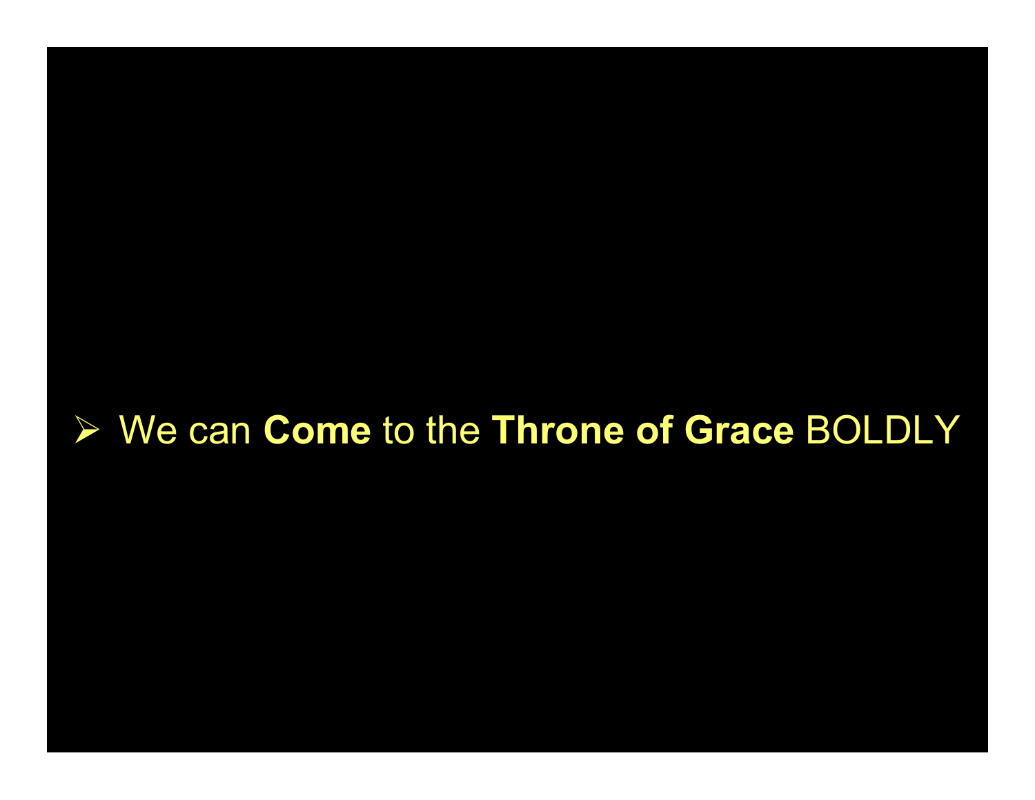- We can **Come** to the **Throne of Grace** BOLDLY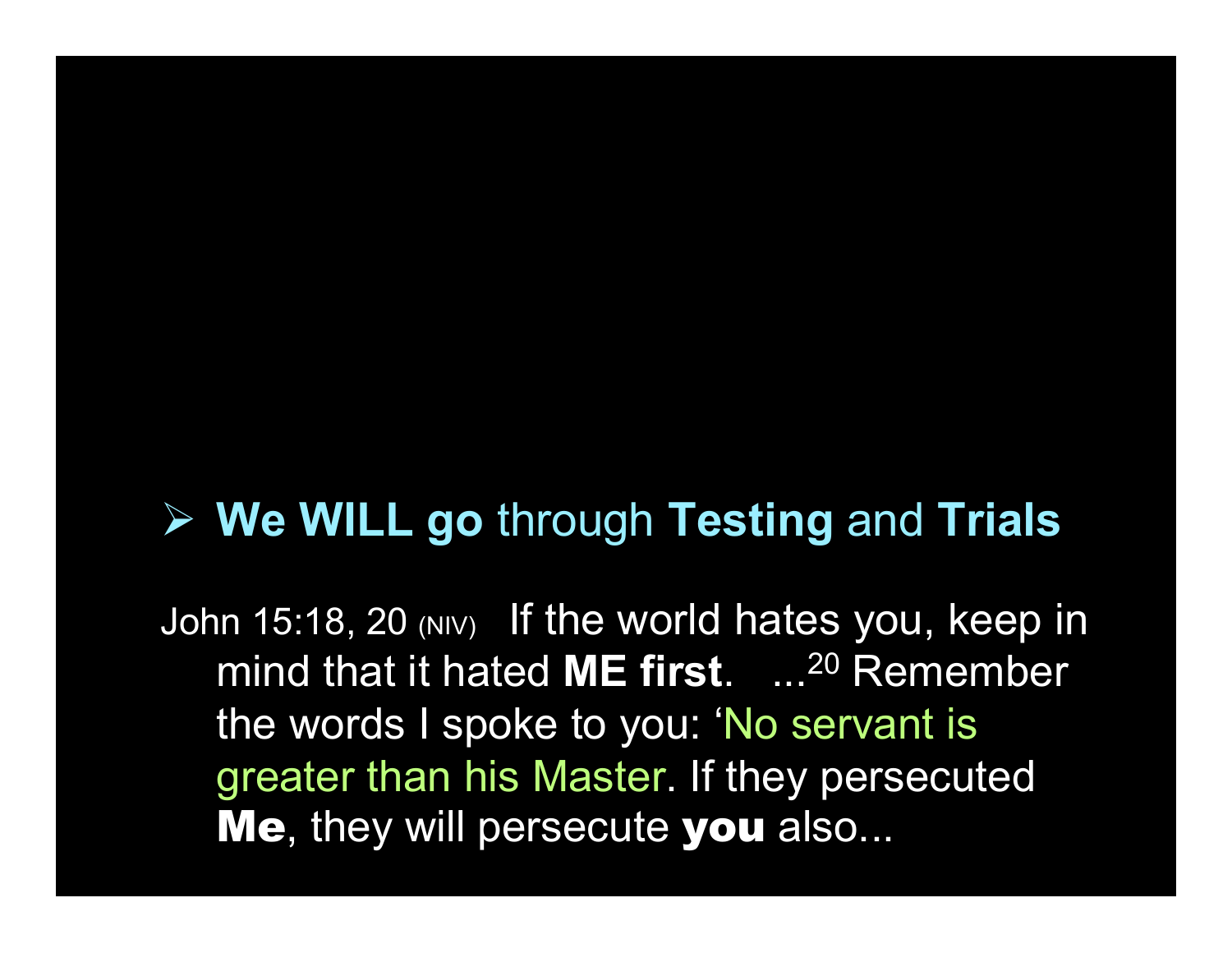- **We WILL go** through **Testing** and **Trials**

John 15:18, 20 (NIV) If the world hates you, keep in mind that it hated **ME first**. ...[20] Remember the words I spoke to you: ‘No servant is greater than his Master. If they persecuted **Me**, they will persecute **you** also...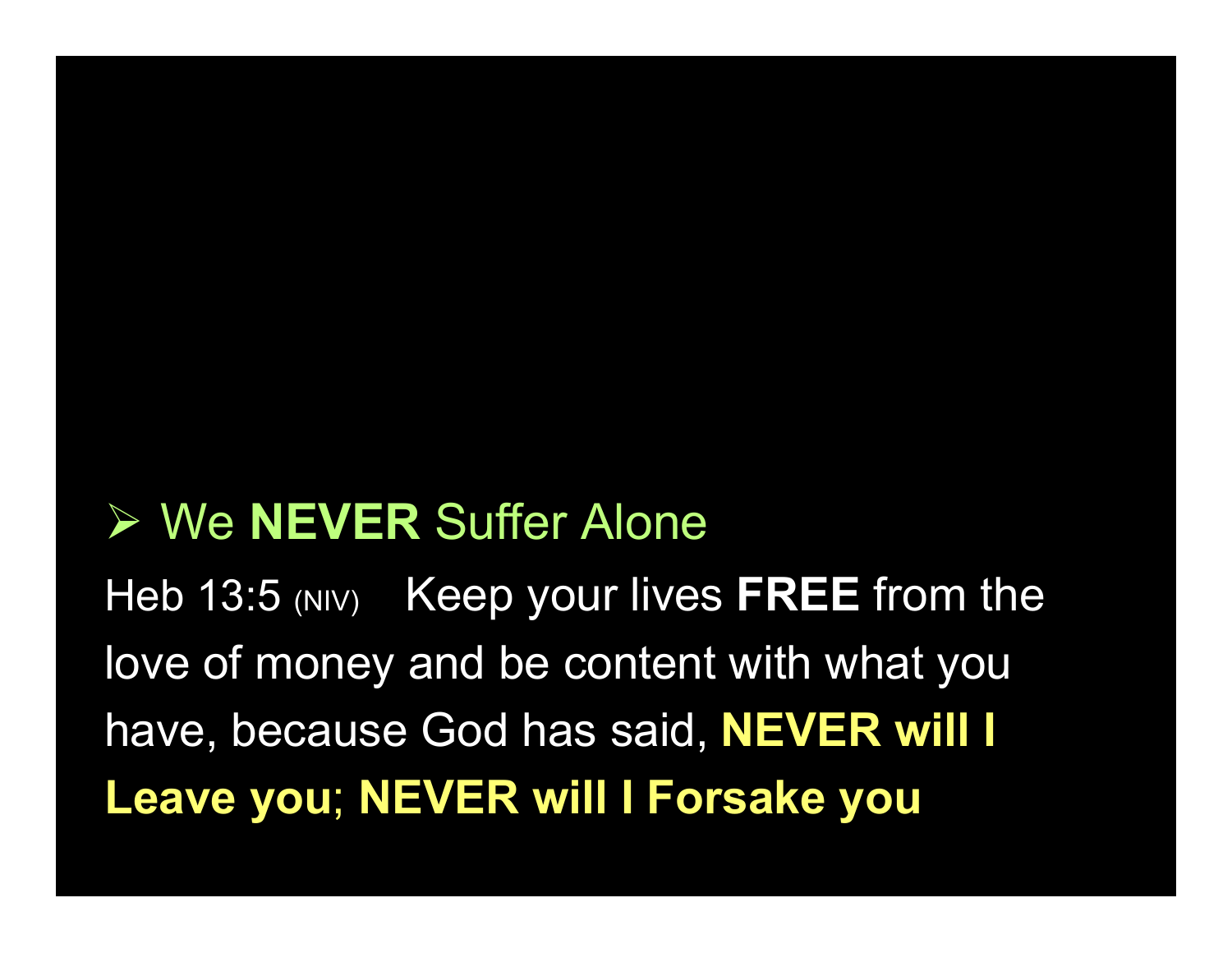- We **NEVER** Suffer Alone

Heb 13:5 (NIV) Keep your lives **FREE** from the love of money and be content with what you have, because God has said, **NEVER will I Leave you**; **NEVER will I Forsake you**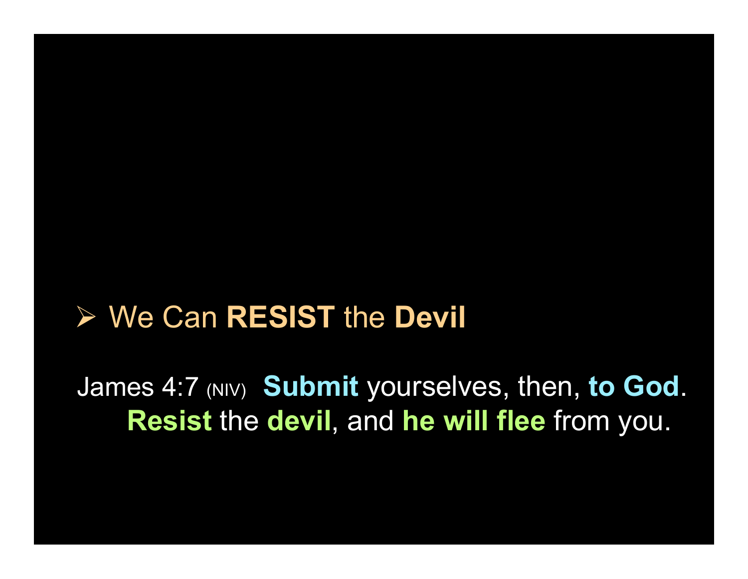- We Can **RESIST** the **Devil**

James 4:7 (NIV) **Submit** yourselves, then, **to God**. **Resist** the **devil**, and **he will flee** from you.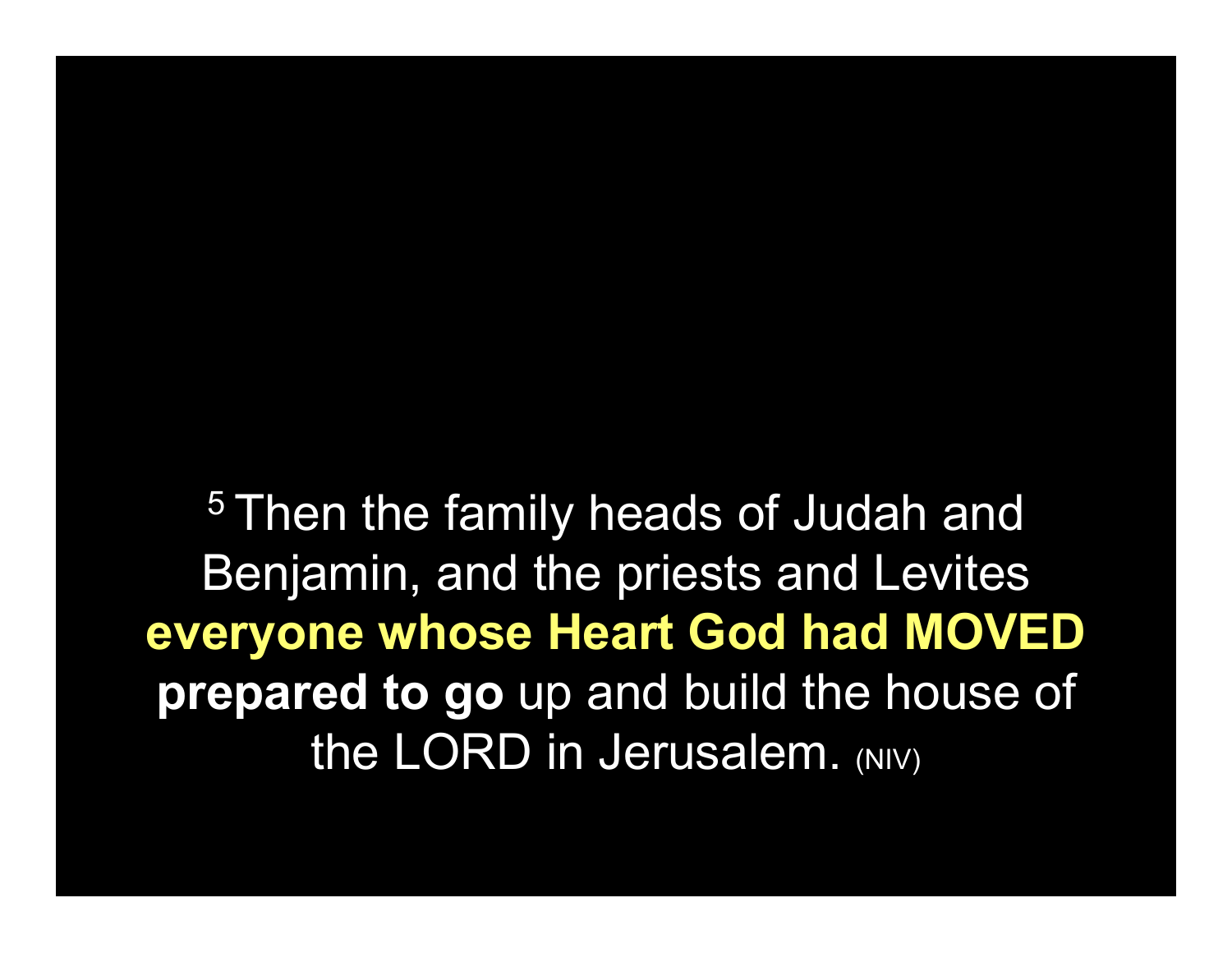[5] Then the family heads of Judah and Benjamin, and the priests and Levites **everyone whose Heart God had MOVED prepared to go** up and build the house of the LORD in Jerusalem. (NIV)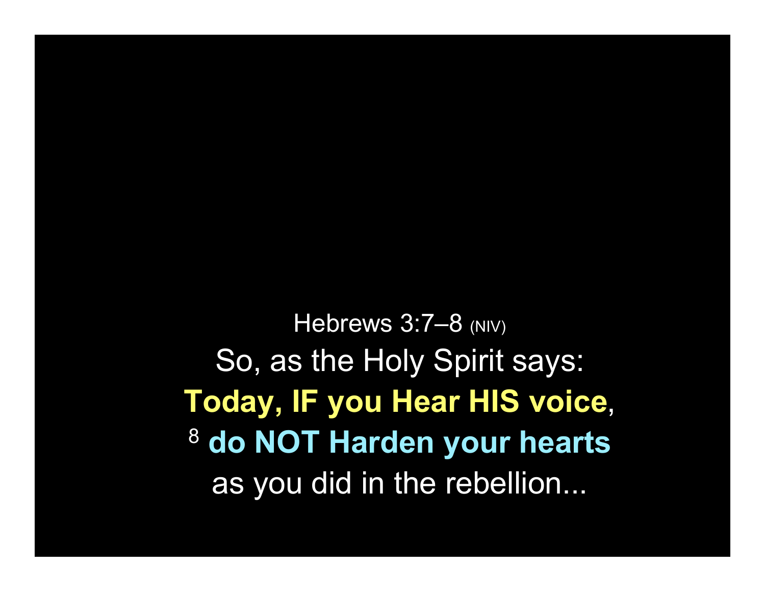Hebrews 3:7–8 (NIV)

So, as the Holy Spirit says:

**Today, IF you Hear HIS voice**,

[8] **do NOT Harden your hearts**

as you did in the rebellion...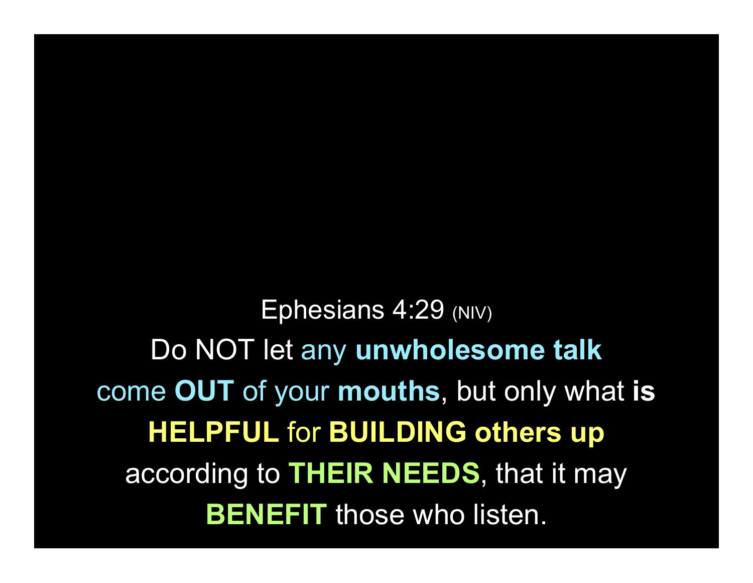Ephesians 4:29 (NIV)

Do NOT let any **unwholesome talk** come **OUT** of your **mouths**, but only what **is HELPFUL** for **BUILDING others up** according to **THEIR NEEDS**, that it may **BENEFIT** those who listen.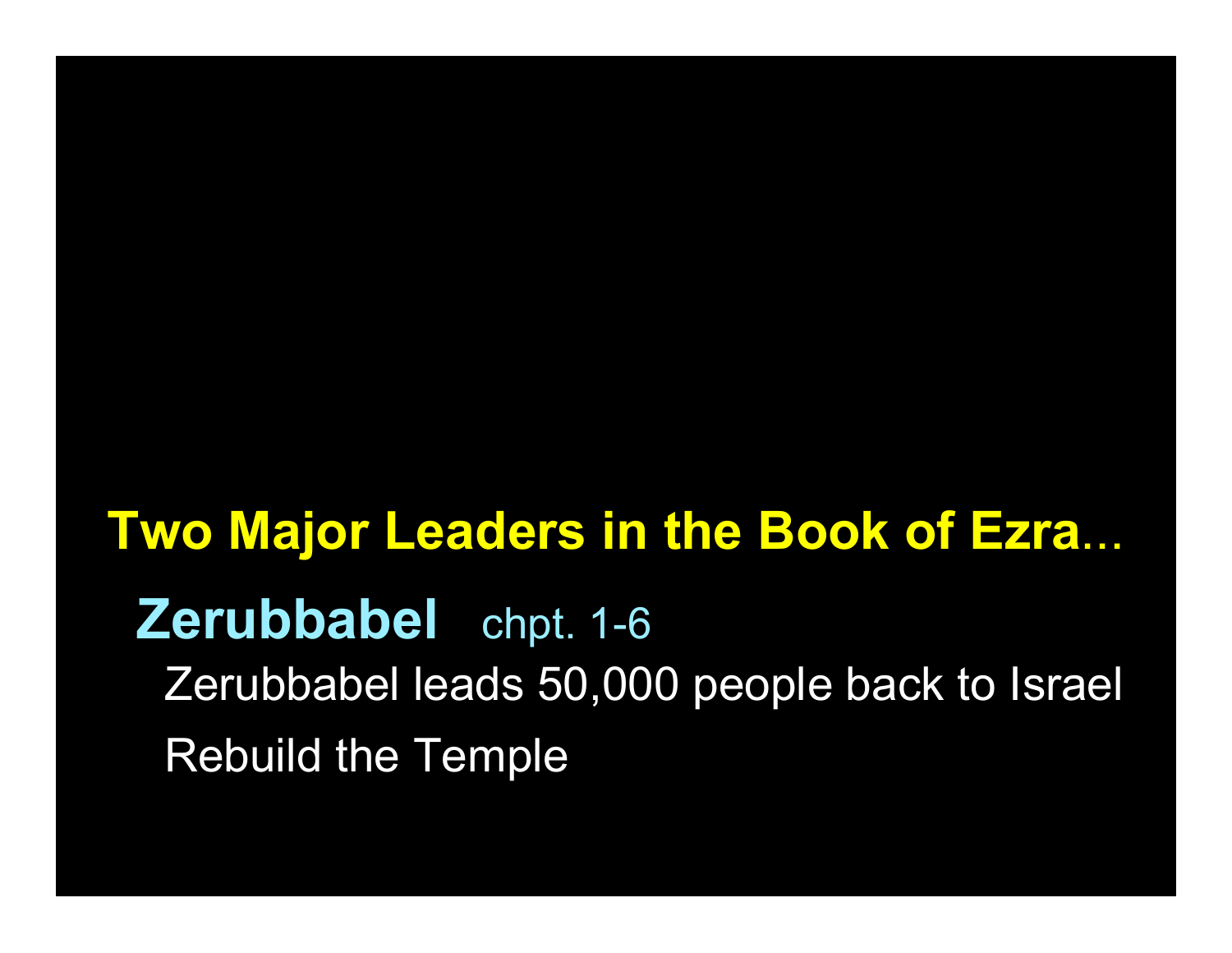## Two Major Leaders in the Book of Ezra…

### Zerubbabel chpt. 1-6

Zerubbabel leads 50,000 people back to Israel

Rebuild the Temple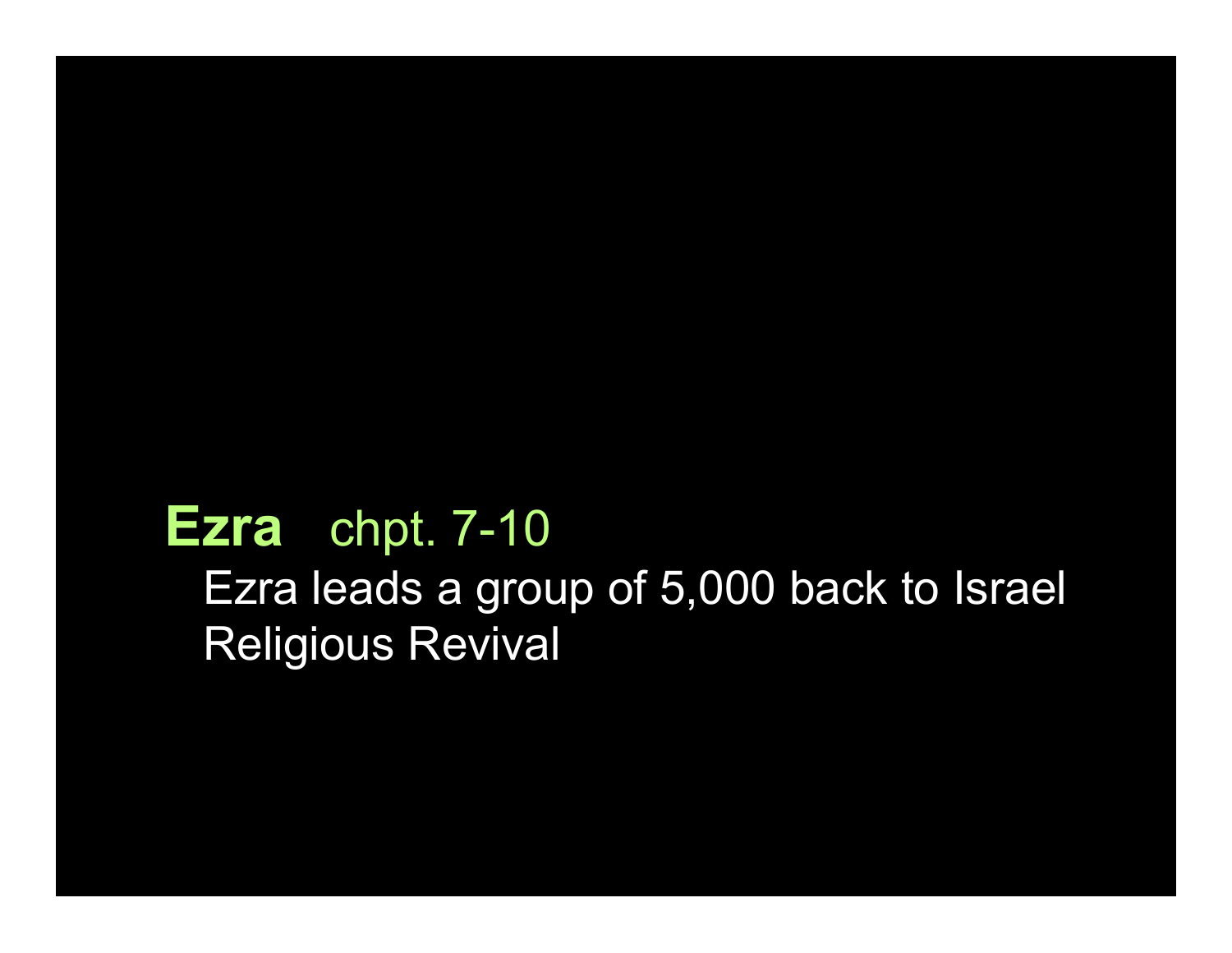**Ezra** chpt. 7-10

- Ezra leads a group of 5,000 back to Israel
- Religious Revival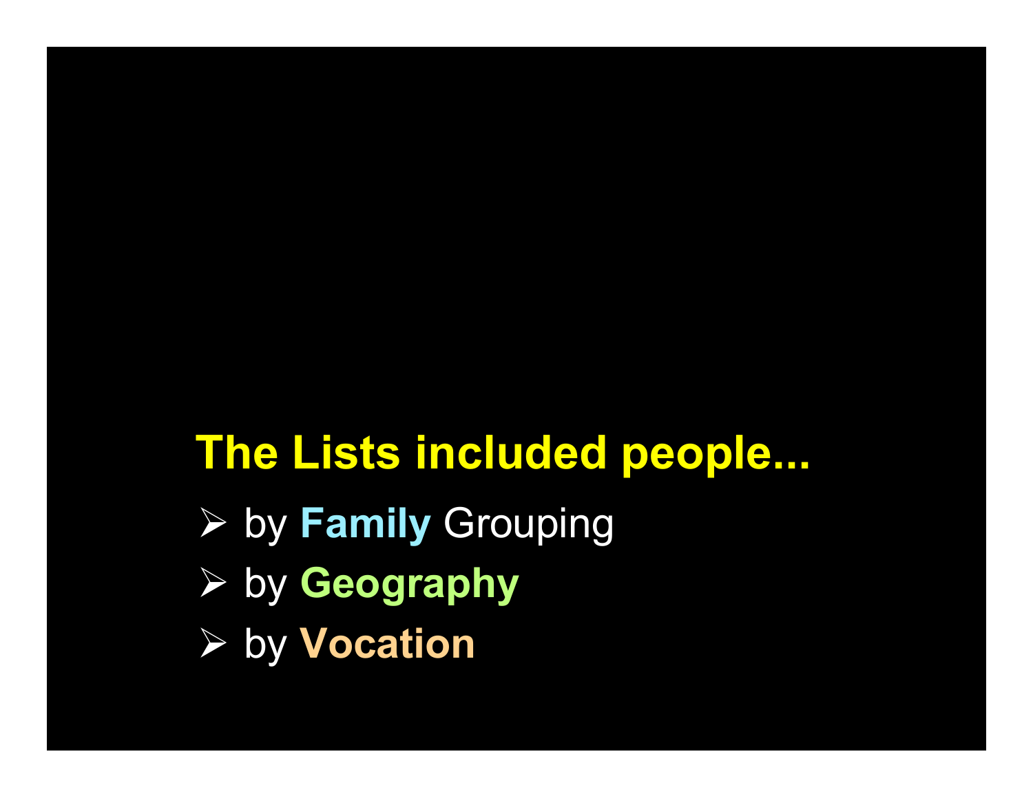**The Lists included people...**

- by **Family** Grouping
- by **Geography**
- by **Vocation**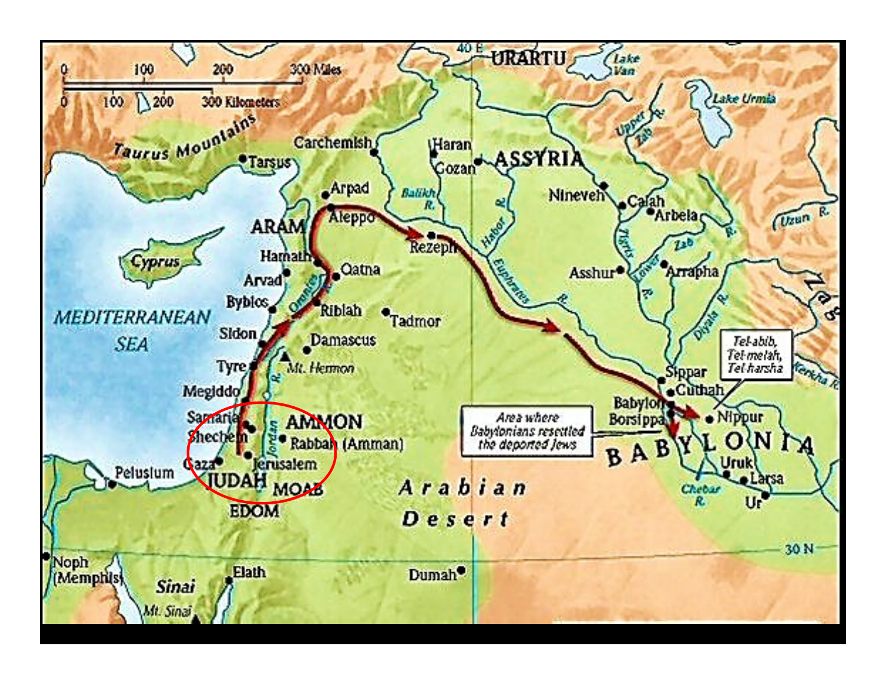URARTU

Lake Van

Lake Urmia

0 100 200 300 Miles

0 100 200 300 Kilometers

40 E

30 N

Taurus Mountains

Tarsus

Carchemish

Haran

Gozan

ASSYRIA

Upper Zab R.

Nineveh

Calah

Arbela

Uzun R.

Arpad

Aleppo

Balikh R.

Habor R.

ARAM

Hamath

Qatna

Rezeph

Euphrates R.

Tigris R.

Asshur

Arrapha

Lower Zab R.

Cyprus

Arvad

Byblos

Orontes R.

Riblah

Tadmor

Diyala R.

MEDITERRANEAN SEA

Sidon

Damascus

Tyre

Mt. Hermon

Megiddo

Samaria

Shechem

Jordan R.

AMMON

Rabbah (Amman)

Gaza

Jerusalem

JUDAH

MOAB

EDOM

Pelusium

Sippar

Cuthah

Babylon

Borsippa

Nippur

Tel-abib, Tel-melah, Tel-harsha

Kerkha R.

Area where Babylonians resettled the deported Jews

BABYLONIA

Uruk

Larsa

Chebar R.

Ur

Arabian Desert

Noph (Memphis)

Sinai

Mt. Sinai

Elath

Dumah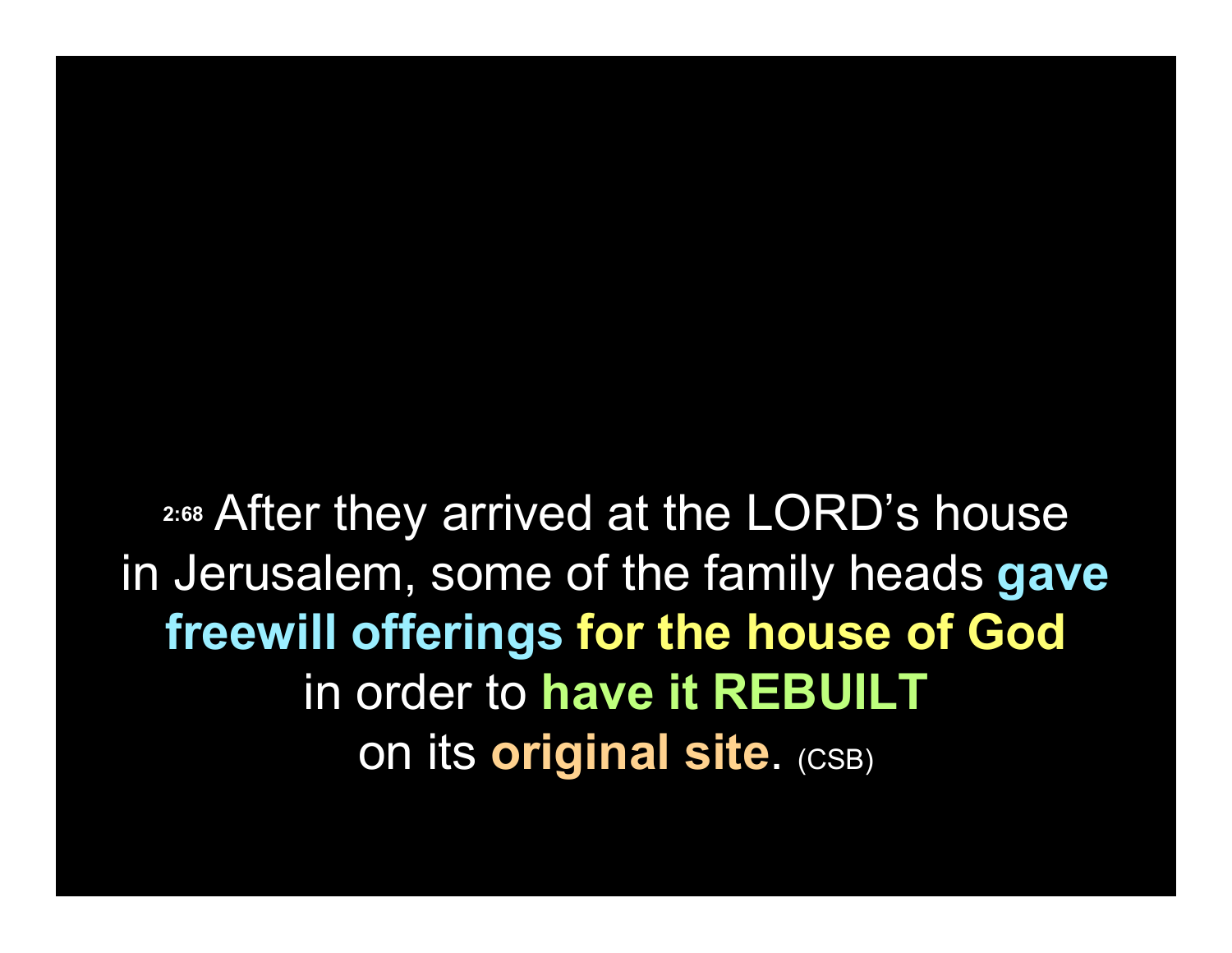2:68 After they arrived at the LORD's house in Jerusalem, some of the family heads **gave freewill offerings** **for the house of God** in order to **have it REBUILT** on its **original site**. (CSB)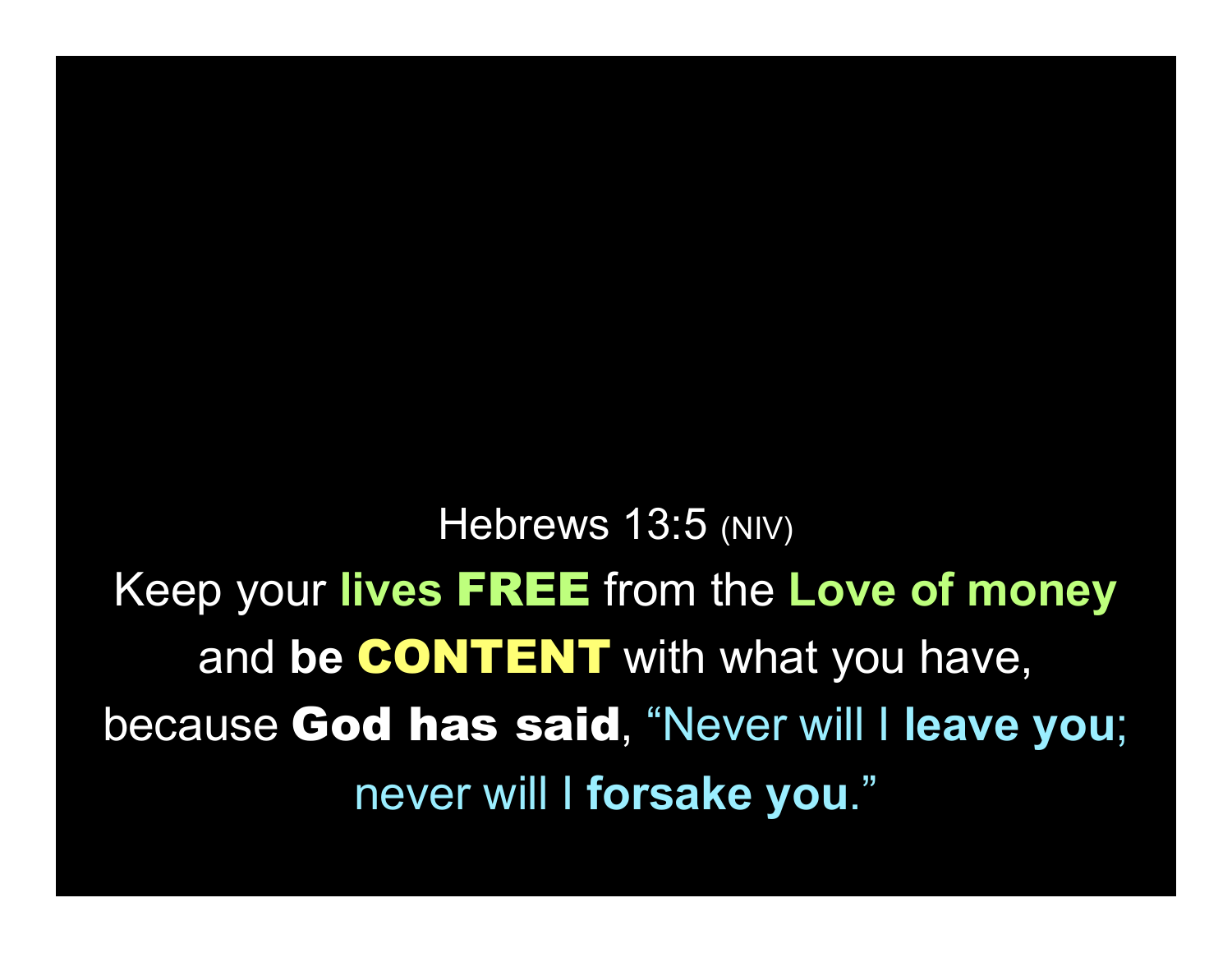Hebrews 13:5 (NIV)

Keep your **lives FREE** from the **Love of money** and **be CONTENT** with what you have, because **God has said**, "Never will I **leave you**; never will I **forsake you**."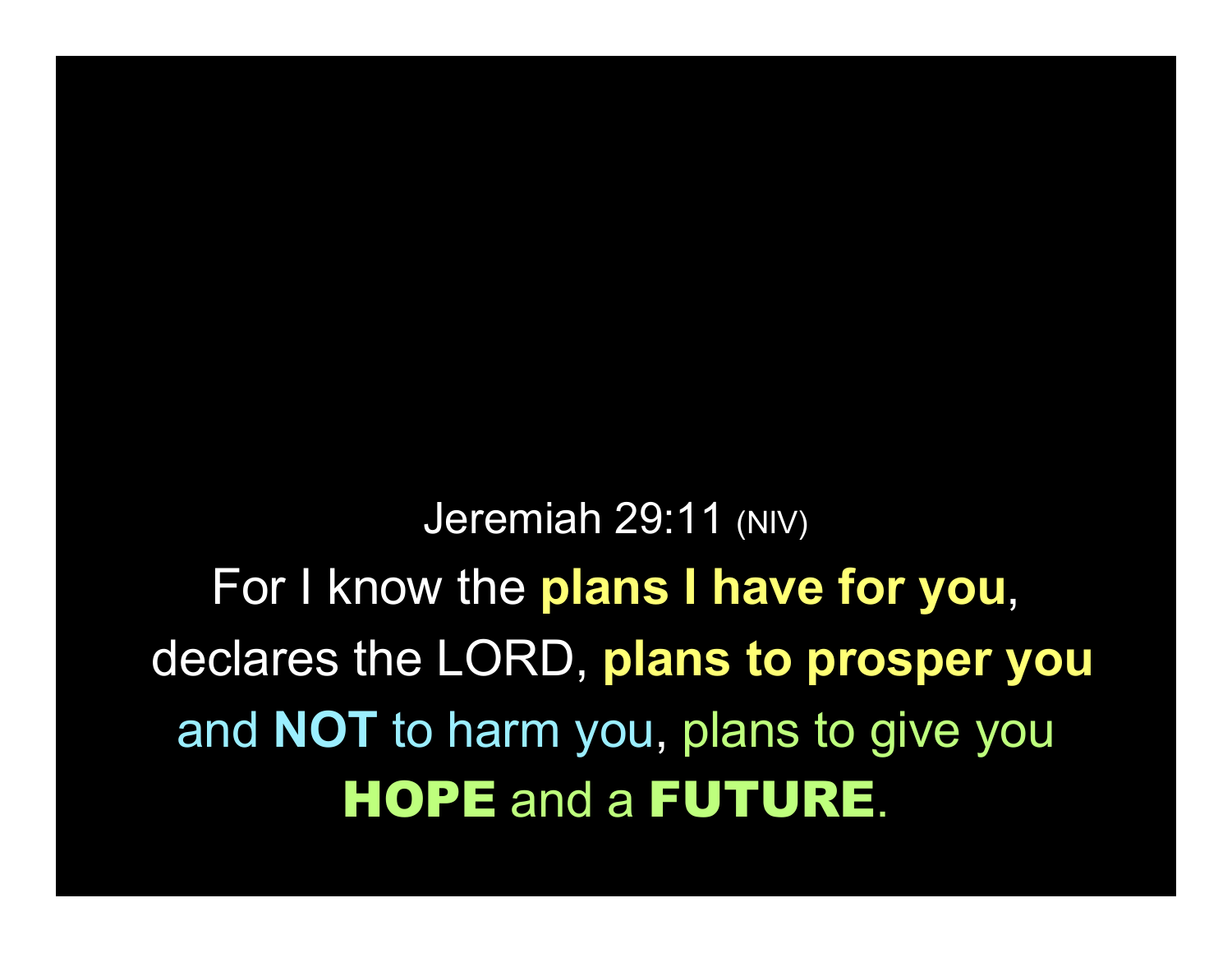Jeremiah 29:11 (NIV)

For I know the **plans I have for you**, declares the LORD, **plans to prosper you** and **NOT** to harm you, plans to give you **HOPE** and a **FUTURE**.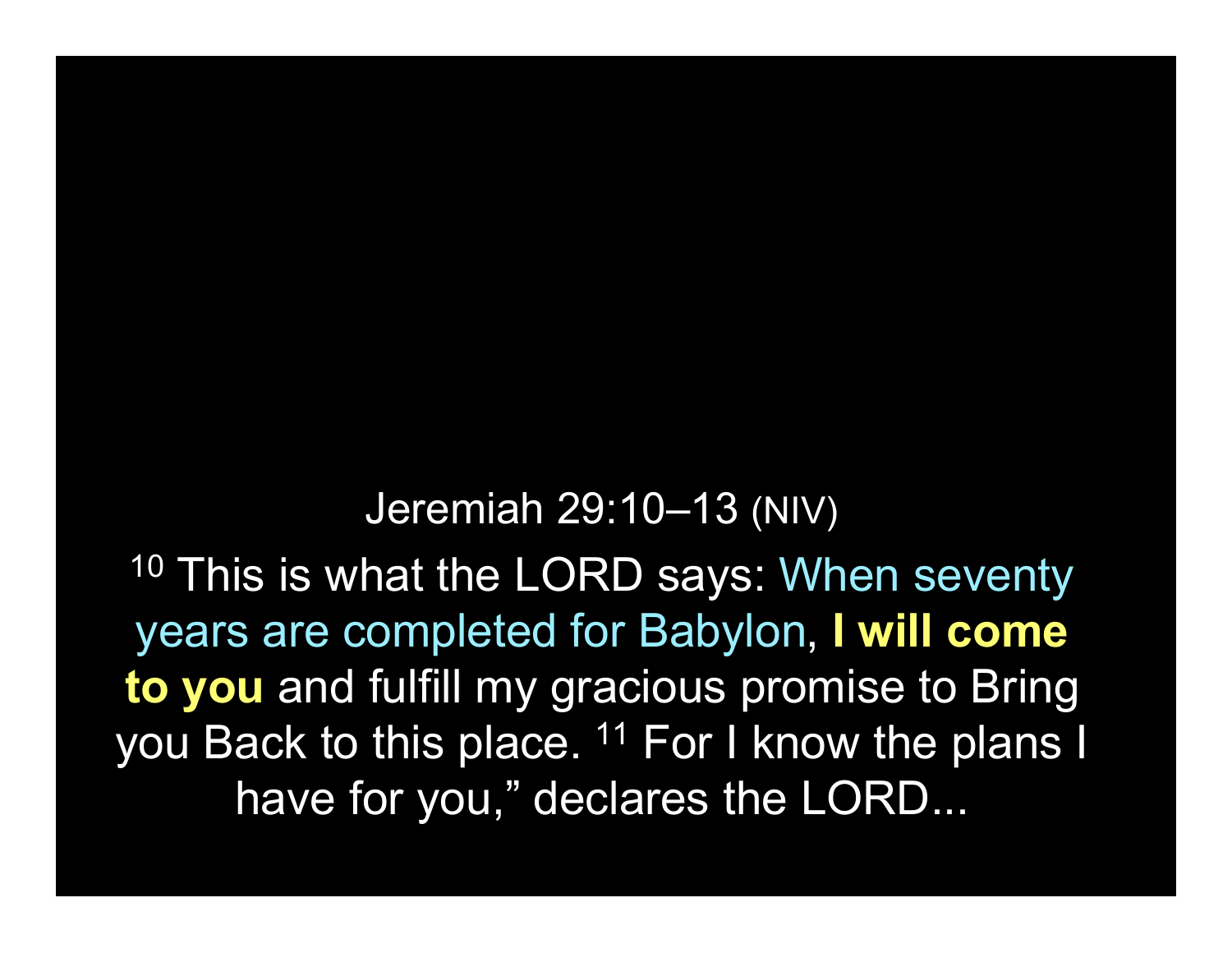Jeremiah 29:10–13 (NIV)

[10] This is what the LORD says: When seventy years are completed for Babylon, **I will come to you** and fulfill my gracious promise to Bring you Back to this place. [11] For I know the plans I have for you," declares the LORD...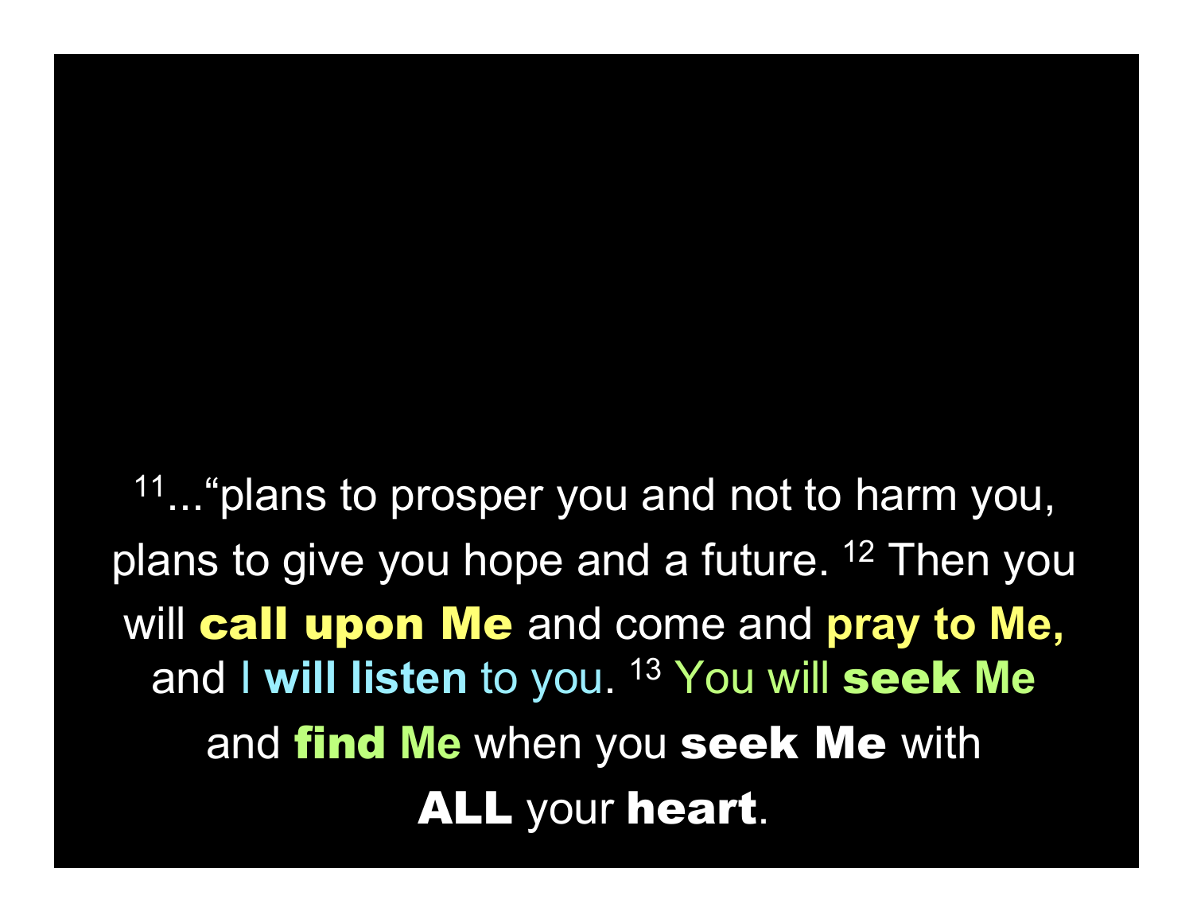[11]..."plans to prosper you and not to harm you, plans to give you hope and a future. [12] Then you will **call upon Me** and come and **pray to Me,** and I **will listen** to you. [13] You will **seek Me** and **find Me** when you **seek Me** with **ALL** your **heart**.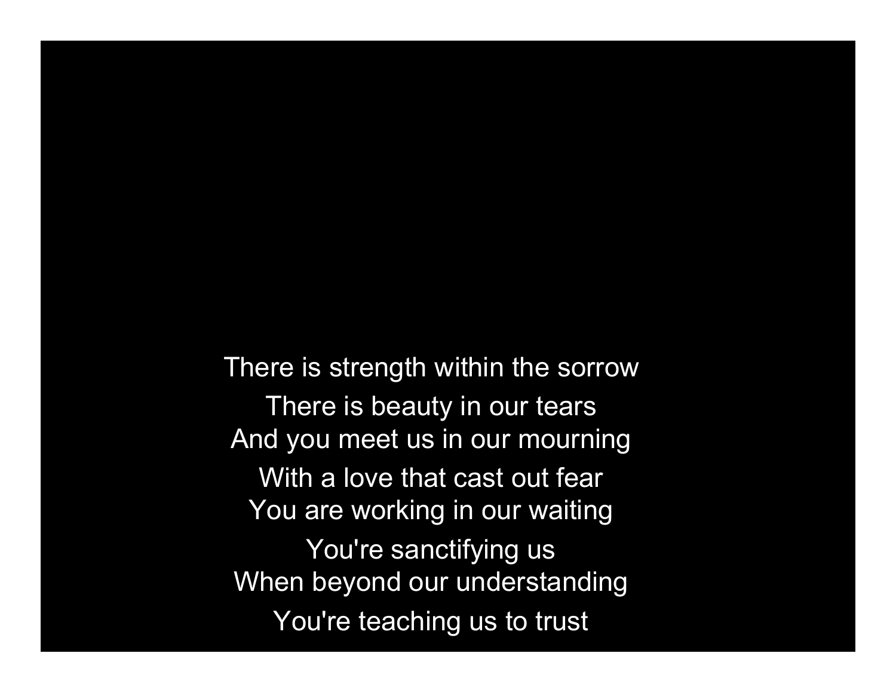There is strength within the sorrow
There is beauty in our tears
And you meet us in our mourning
With a love that cast out fear
You are working in our waiting
You're sanctifying us
When beyond our understanding
You're teaching us to trust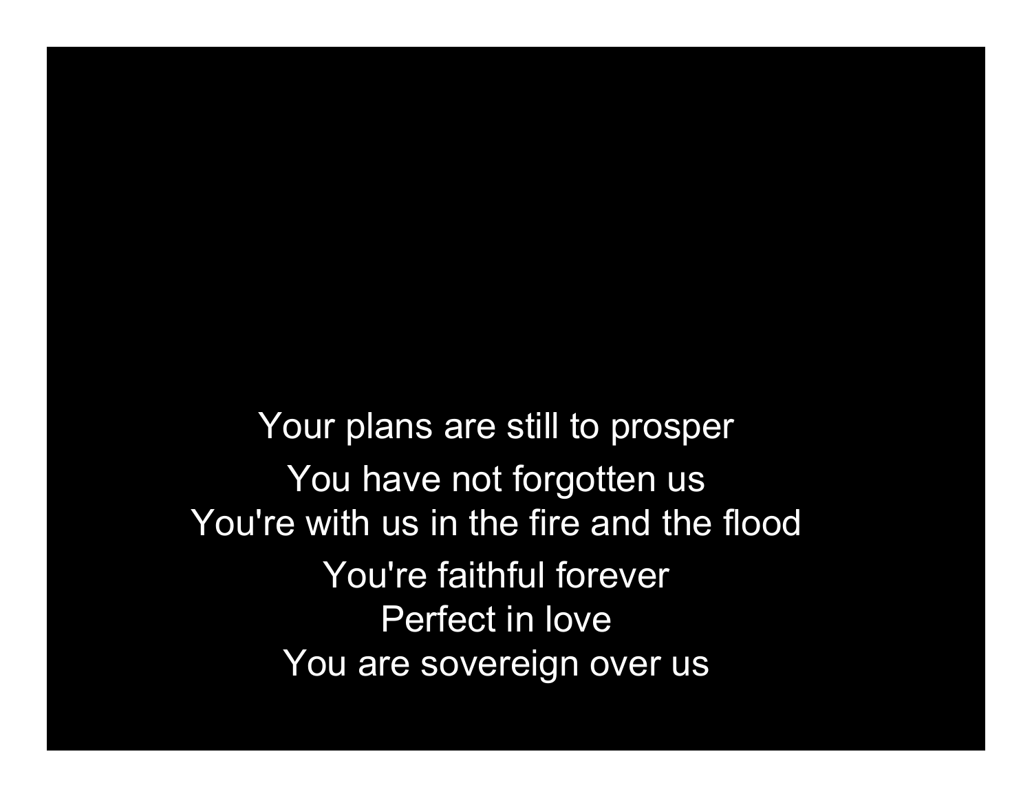Your plans are still to prosper
You have not forgotten us
You're with us in the fire and the flood
You're faithful forever
Perfect in love
You are sovereign over us